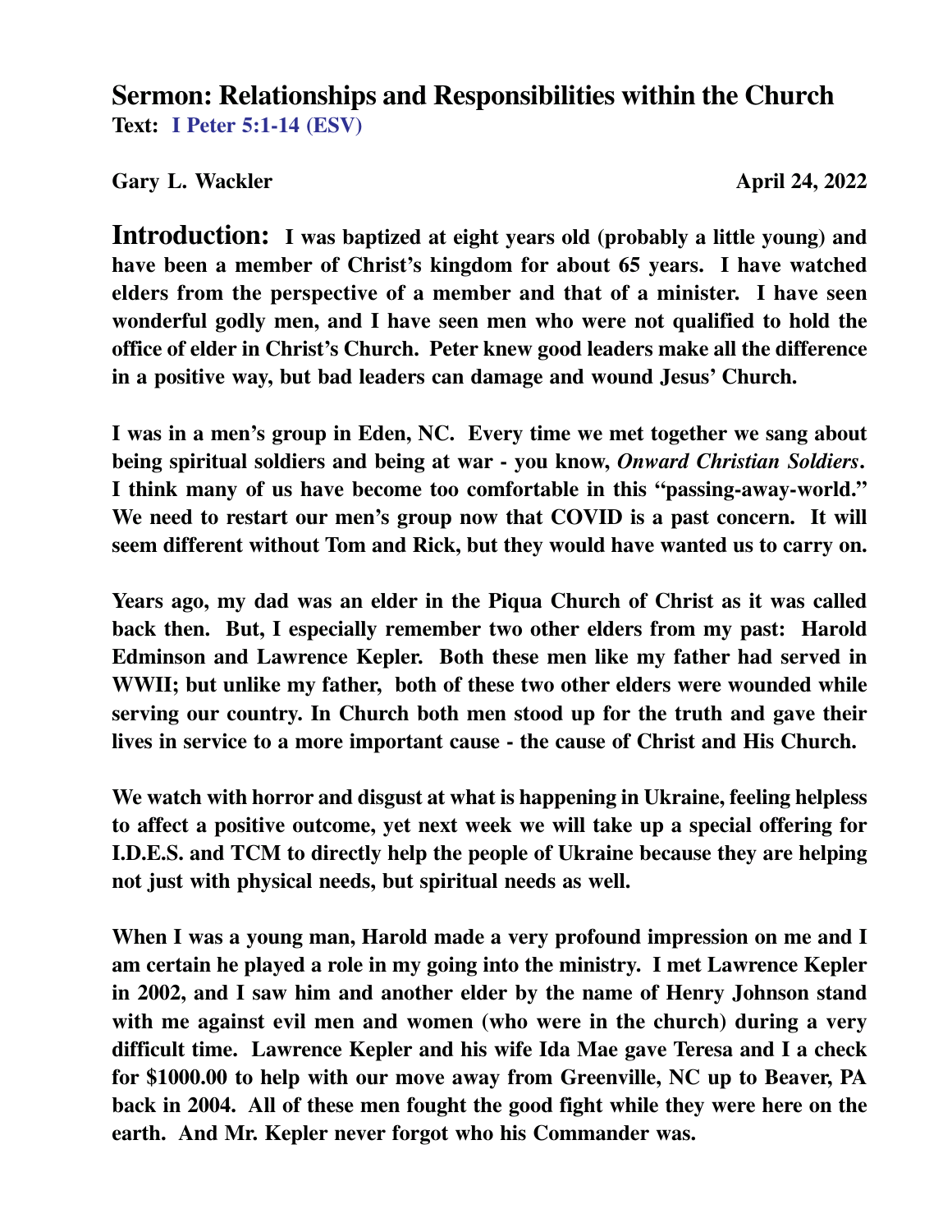# Sermon: Relationships and Responsibilities within the Church

**Text: I Peter 5:1-14 (ESV)**

**Gary L. Wackler** **April 24, 2022**

**Introduction:** **I was baptized at eight years old (probably a little young) and have been a member of Christ's kingdom for about 65 years. I have watched elders from the perspective of a member and that of a minister. I have seen wonderful godly men, and I have seen men who were not qualified to hold the office of elder in Christ's Church. Peter knew good leaders make all the difference in a positive way, but bad leaders can damage and wound Jesus' Church.**

**I was in a men's group in Eden, NC. Every time we met together we sang about being spiritual soldiers and being at war - you know, *Onward Christian Soldiers*. I think many of us have become too comfortable in this "passing-away-world." We need to restart our men's group now that COVID is a past concern. It will seem different without Tom and Rick, but they would have wanted us to carry on.**

**Years ago, my dad was an elder in the Piqua Church of Christ as it was called back then. But, I especially remember two other elders from my past: Harold Edminson and Lawrence Kepler. Both these men like my father had served in WWII; but unlike my father, both of these two other elders were wounded while serving our country. In Church both men stood up for the truth and gave their lives in service to a more important cause - the cause of Christ and His Church.**

**We watch with horror and disgust at what is happening in Ukraine, feeling helpless to affect a positive outcome, yet next week we will take up a special offering for I.D.E.S. and TCM to directly help the people of Ukraine because they are helping not just with physical needs, but spiritual needs as well.**

**When I was a young man, Harold made a very profound impression on me and I am certain he played a role in my going into the ministry. I met Lawrence Kepler in 2002, and I saw him and another elder by the name of Henry Johnson stand with me against evil men and women (who were in the church) during a very difficult time. Lawrence Kepler and his wife Ida Mae gave Teresa and I a check for $1000.00 to help with our move away from Greenville, NC up to Beaver, PA back in 2004. All of these men fought the good fight while they were here on the earth. And Mr. Kepler never forgot who his Commander was.**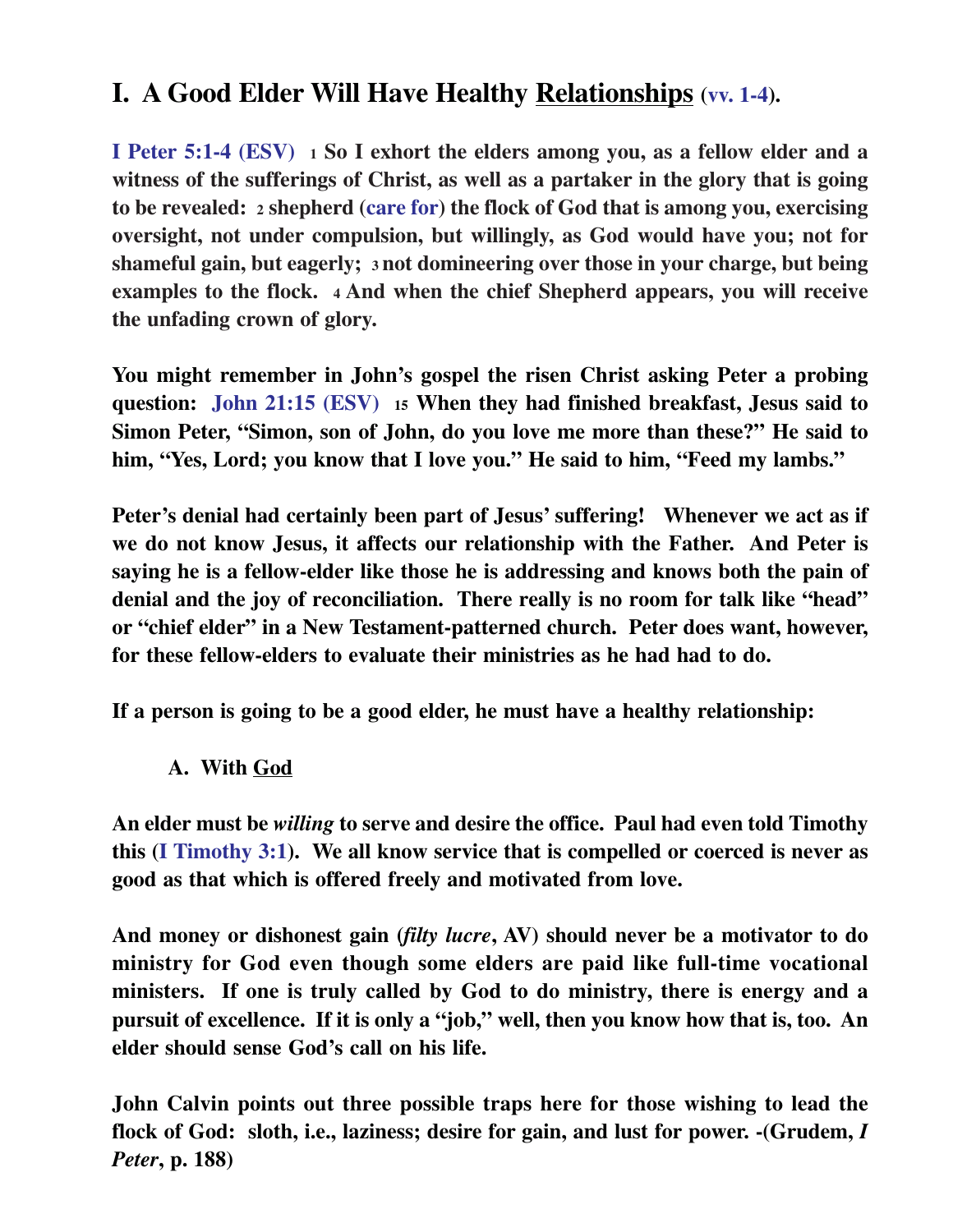## I. A Good Elder Will Have Healthy <u>Relationships</u> (vv. 1-4).

**I Peter 5:1-4 (ESV) 1 So I exhort the elders among you, as a fellow elder and a witness of the sufferings of Christ, as well as a partaker in the glory that is going to be revealed: 2 shepherd (care for) the flock of God that is among you, exercising oversight, not under compulsion, but willingly, as God would have you; not for shameful gain, but eagerly; 3 not domineering over those in your charge, but being examples to the flock. 4 And when the chief Shepherd appears, you will receive the unfading crown of glory.**

**You might remember in John's gospel the risen Christ asking Peter a probing question: John 21:15 (ESV) 15 When they had finished breakfast, Jesus said to Simon Peter, "Simon, son of John, do you love me more than these?" He said to him, "Yes, Lord; you know that I love you." He said to him, "Feed my lambs."**

**Peter's denial had certainly been part of Jesus' suffering! Whenever we act as if we do not know Jesus, it affects our relationship with the Father. And Peter is saying he is a fellow-elder like those he is addressing and knows both the pain of denial and the joy of reconciliation. There really is no room for talk like "head" or "chief elder" in a New Testament-patterned church. Peter does want, however, for these fellow-elders to evaluate their ministries as he had had to do.**

**If a person is going to be a good elder, he must have a healthy relationship:**

### A. With <u>God</u>

**An elder must be *willing* to serve and desire the office. Paul had even told Timothy this (I Timothy 3:1). We all know service that is compelled or coerced is never as good as that which is offered freely and motivated from love.**

**And money or dishonest gain (*filty lucre*, AV) should never be a motivator to do ministry for God even though some elders are paid like full-time vocational ministers. If one is truly called by God to do ministry, there is energy and a pursuit of excellence. If it is only a "job," well, then you know how that is, too. An elder should sense God's call on his life.**

**John Calvin points out three possible traps here for those wishing to lead the flock of God: sloth, i.e., laziness; desire for gain, and lust for power. -(Grudem, *I Peter*, p. 188)**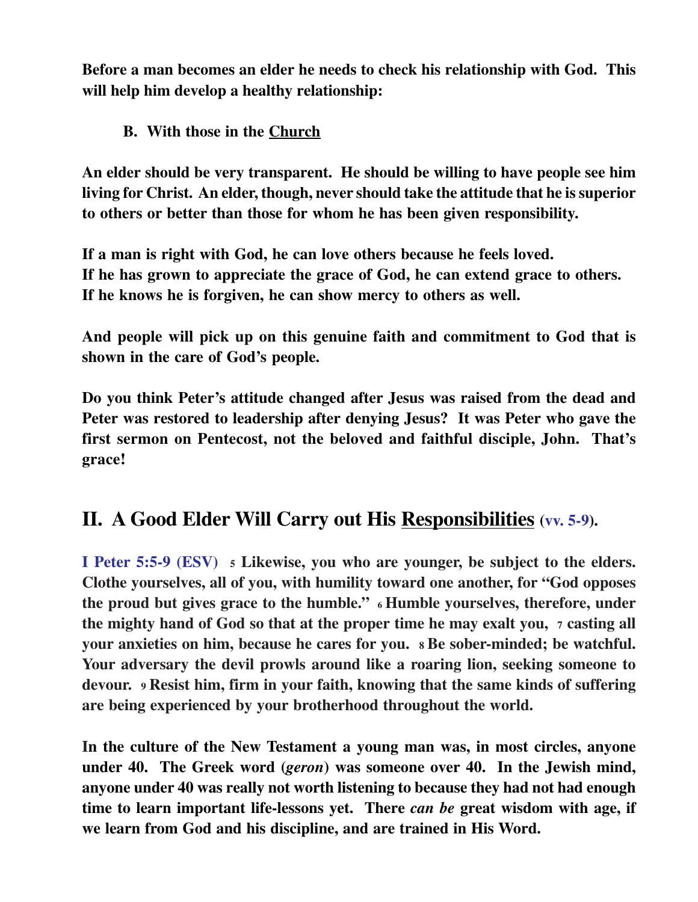**Before a man becomes an elder he needs to check his relationship with God. This will help him develop a healthy relationship:**

### B. With those in the Church

**An elder should be very transparent. He should be willing to have people see him living for Christ. An elder, though, never should take the attitude that he is superior to others or better than those for whom he has been given responsibility.**

**If a man is right with God, he can love others because he feels loved.**
**If he has grown to appreciate the grace of God, he can extend grace to others.**
**If he knows he is forgiven, he can show mercy to others as well.**

**And people will pick up on this genuine faith and commitment to God that is shown in the care of God's people.**

**Do you think Peter's attitude changed after Jesus was raised from the dead and Peter was restored to leadership after denying Jesus? It was Peter who gave the first sermon on Pentecost, not the beloved and faithful disciple, John. That's grace!**

## II. A Good Elder Will Carry out His Responsibilities (vv. 5-9).

**I Peter 5:5-9 (ESV)** **5 Likewise, you who are younger, be subject to the elders. Clothe yourselves, all of you, with humility toward one another, for "God opposes the proud but gives grace to the humble." 6 Humble yourselves, therefore, under the mighty hand of God so that at the proper time he may exalt you, 7 casting all your anxieties on him, because he cares for you. 8 Be sober-minded; be watchful. Your adversary the devil prowls around like a roaring lion, seeking someone to devour. 9 Resist him, firm in your faith, knowing that the same kinds of suffering are being experienced by your brotherhood throughout the world.**

**In the culture of the New Testament a young man was, in most circles, anyone under 40. The Greek word (*geron*) was someone over 40. In the Jewish mind, anyone under 40 was really not worth listening to because they had not had enough time to learn important life-lessons yet. There *can be* great wisdom with age, if we learn from God and his discipline, and are trained in His Word.**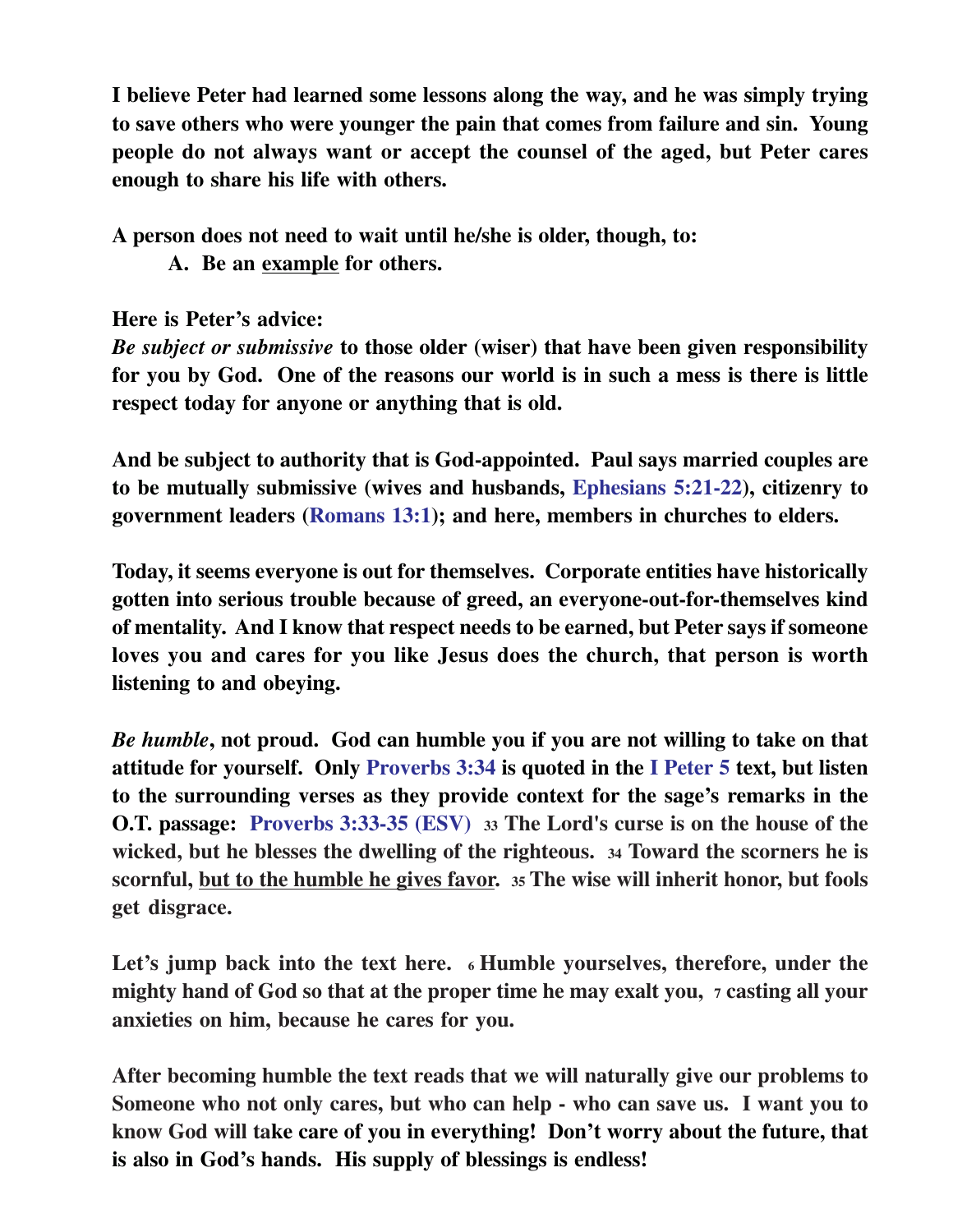**I believe Peter had learned some lessons along the way, and he was simply trying to save others who were younger the pain that comes from failure and sin. Young people do not always want or accept the counsel of the aged, but Peter cares enough to share his life with others.**

**A person does not need to wait until he/she is older, though, to:**

**A. Be an <u>example</u> for others.**

**Here is Peter's advice:**
***Be subject or submissive*** **to those older (wiser) that have been given responsibility for you by God. One of the reasons our world is in such a mess is there is little respect today for anyone or anything that is old.**

**And be subject to authority that is God-appointed. Paul says married couples are to be mutually submissive (wives and husbands, Ephesians 5:21-22), citizenry to government leaders (Romans 13:1); and here, members in churches to elders.**

**Today, it seems everyone is out for themselves. Corporate entities have historically gotten into serious trouble because of greed, an everyone-out-for-themselves kind of mentality. And I know that respect needs to be earned, but Peter says if someone loves you and cares for you like Jesus does the church, that person is worth listening to and obeying.**

***Be humble*****, not proud. God can humble you if you are not willing to take on that attitude for yourself. Only Proverbs 3:34 is quoted in the I Peter 5 text, but listen to the surrounding verses as they provide context for the sage's remarks in the O.T. passage: Proverbs 3:33-35 (ESV) 33 The Lord's curse is on the house of the wicked, but he blesses the dwelling of the righteous. 34 Toward the scorners he is scornful, <u>but to the humble he gives favor</u>. 35 The wise will inherit honor, but fools get disgrace.**

**Let's jump back into the text here. 6 Humble yourselves, therefore, under the mighty hand of God so that at the proper time he may exalt you, 7 casting all your anxieties on him, because he cares for you.**

**After becoming humble the text reads that we will naturally give our problems to Someone who not only cares, but who can help - who can save us. I want you to know God will take care of you in everything! Don't worry about the future, that is also in God's hands. His supply of blessings is endless!**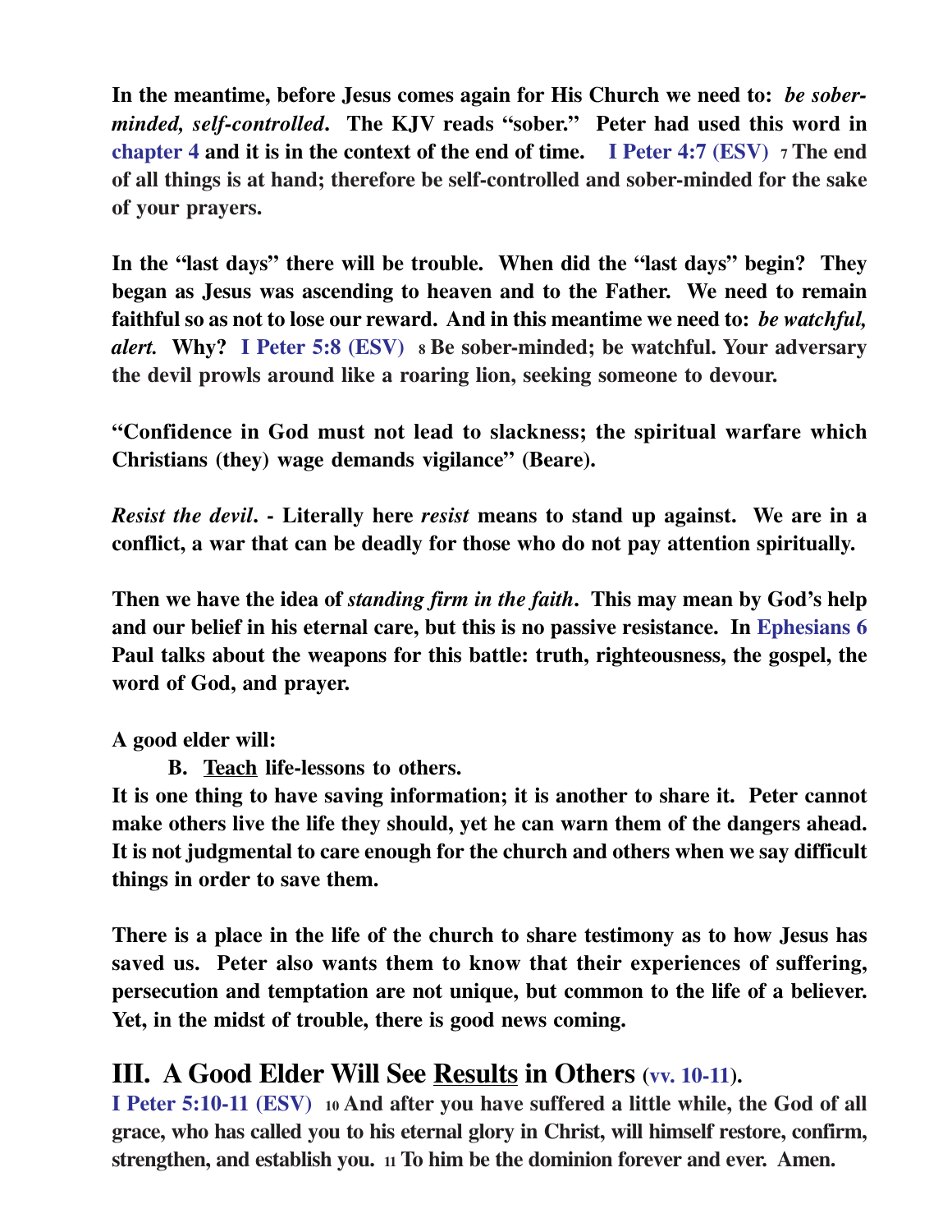**In the meantime, before Jesus comes again for His Church we need to: *be sober-minded, self-controlled*. The KJV reads "sober." Peter had used this word in chapter 4 and it is in the context of the end of time. I Peter 4:7 (ESV) 7 The end of all things is at hand; therefore be self-controlled and sober-minded for the sake of your prayers.**

**In the "last days" there will be trouble. When did the "last days" begin? They began as Jesus was ascending to heaven and to the Father. We need to remain faithful so as not to lose our reward. And in this meantime we need to: *be watchful, alert.* Why? I Peter 5:8 (ESV) 8 Be sober-minded; be watchful. Your adversary the devil prowls around like a roaring lion, seeking someone to devour.**

**"Confidence in God must not lead to slackness; the spiritual warfare which Christians (they) wage demands vigilance" (Beare).**

***Resist the devil*. - Literally here *resist* means to stand up against. We are in a conflict, a war that can be deadly for those who do not pay attention spiritually.**

**Then we have the idea of *standing firm in the faith*. This may mean by God's help and our belief in his eternal care, but this is no passive resistance. In Ephesians 6 Paul talks about the weapons for this battle: truth, righteousness, the gospel, the word of God, and prayer.**

**A good elder will:**

**B. <u>Teach</u> life-lessons to others.**

**It is one thing to have saving information; it is another to share it. Peter cannot make others live the life they should, yet he can warn them of the dangers ahead. It is not judgmental to care enough for the church and others when we say difficult things in order to save them.**

**There is a place in the life of the church to share testimony as to how Jesus has saved us. Peter also wants them to know that their experiences of suffering, persecution and temptation are not unique, but common to the life of a believer. Yet, in the midst of trouble, there is good news coming.**

## III. A Good Elder Will See <u>Results</u> in Others (vv. 10-11).

**I Peter 5:10-11 (ESV) 10 And after you have suffered a little while, the God of all grace, who has called you to his eternal glory in Christ, will himself restore, confirm, strengthen, and establish you. 11 To him be the dominion forever and ever. Amen.**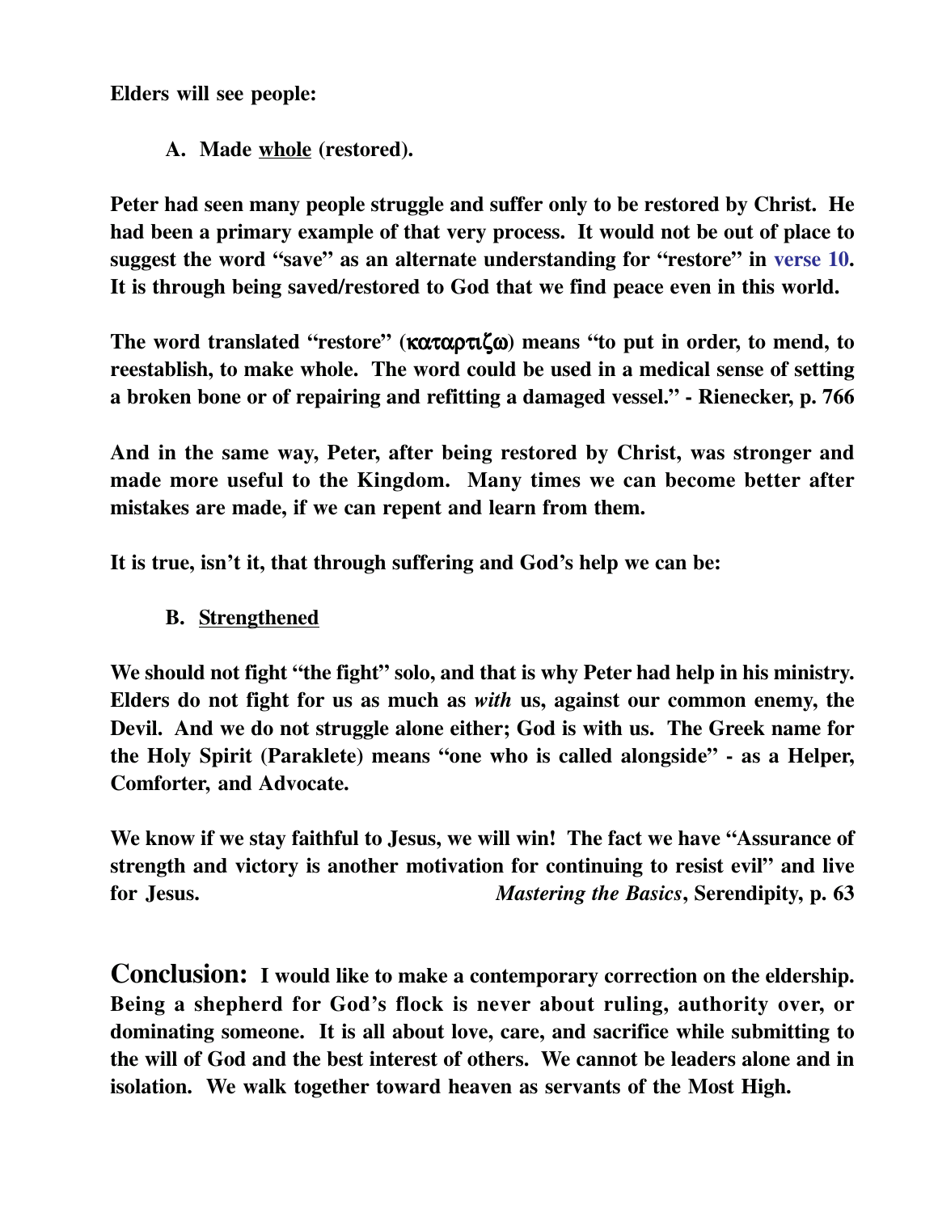**Elders will see people:**

**A. Made <u>whole</u> (restored).**

**Peter had seen many people struggle and suffer only to be restored by Christ. He had been a primary example of that very process. It would not be out of place to suggest the word "save" as an alternate understanding for "restore" in verse 10. It is through being saved/restored to God that we find peace even in this world.**

**The word translated "restore" (καταρτιζω) means "to put in order, to mend, to reestablish, to make whole. The word could be used in a medical sense of setting a broken bone or of repairing and refitting a damaged vessel." - Rienecker, p. 766**

**And in the same way, Peter, after being restored by Christ, was stronger and made more useful to the Kingdom. Many times we can become better after mistakes are made, if we can repent and learn from them.**

**It is true, isn't it, that through suffering and God's help we can be:**

**B. <u>Strengthened</u>**

**We should not fight "the fight" solo, and that is why Peter had help in his ministry. Elders do not fight for us as much as *with* us, against our common enemy, the Devil. And we do not struggle alone either; God is with us. The Greek name for the Holy Spirit (Paraklete) means "one who is called alongside" - as a Helper, Comforter, and Advocate.**

**We know if we stay faithful to Jesus, we will win! The fact we have "Assurance of strength and victory is another motivation for continuing to resist evil" and live for Jesus. *Mastering the Basics*, Serendipity, p. 63**

**Conclusion: I would like to make a contemporary correction on the eldership. Being a shepherd for God's flock is never about ruling, authority over, or dominating someone. It is all about love, care, and sacrifice while submitting to the will of God and the best interest of others. We cannot be leaders alone and in isolation. We walk together toward heaven as servants of the Most High.**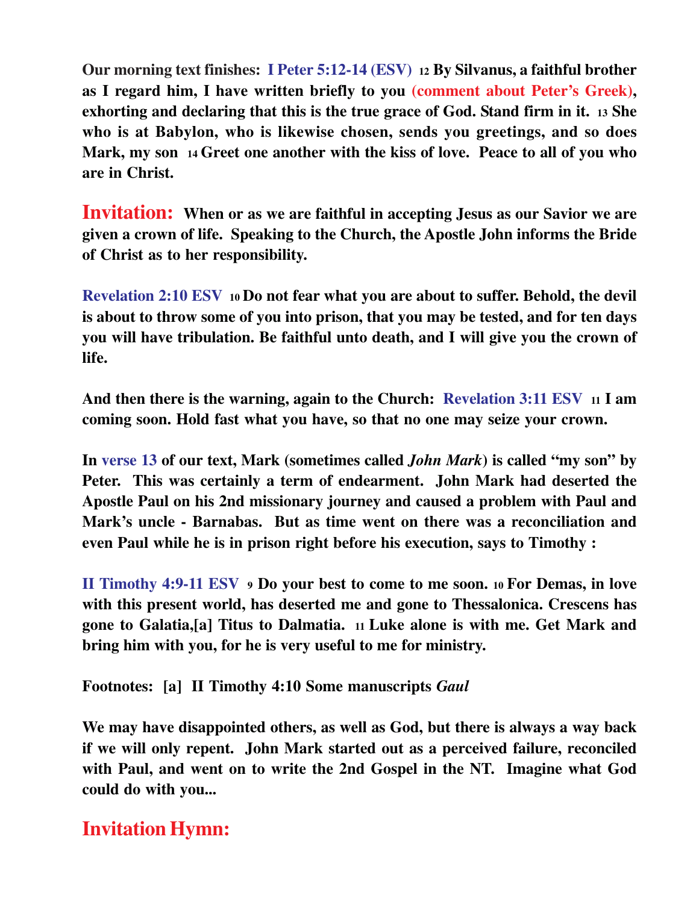**Our morning text finishes: I Peter 5:12-14 (ESV) 12 By Silvanus, a faithful brother as I regard him, I have written briefly to you (comment about Peter's Greek), exhorting and declaring that this is the true grace of God. Stand firm in it. 13 She who is at Babylon, who is likewise chosen, sends you greetings, and so does Mark, my son 14 Greet one another with the kiss of love. Peace to all of you who are in Christ.**

## Invitation:

**When or as we are faithful in accepting Jesus as our Savior we are given a crown of life. Speaking to the Church, the Apostle John informs the Bride of Christ as to her responsibility.**

**Revelation 2:10 ESV 10 Do not fear what you are about to suffer. Behold, the devil is about to throw some of you into prison, that you may be tested, and for ten days you will have tribulation. Be faithful unto death, and I will give you the crown of life.**

**And then there is the warning, again to the Church: Revelation 3:11 ESV 11 I am coming soon. Hold fast what you have, so that no one may seize your crown.**

**In verse 13 of our text, Mark (sometimes called *John Mark*) is called "my son" by Peter. This was certainly a term of endearment. John Mark had deserted the Apostle Paul on his 2nd missionary journey and caused a problem with Paul and Mark's uncle - Barnabas. But as time went on there was a reconciliation and even Paul while he is in prison right before his execution, says to Timothy :**

**II Timothy 4:9-11 ESV 9 Do your best to come to me soon. 10 For Demas, in love with this present world, has deserted me and gone to Thessalonica. Crescens has gone to Galatia,[a] Titus to Dalmatia. 11 Luke alone is with me. Get Mark and bring him with you, for he is very useful to me for ministry.**

**Footnotes: [a] II Timothy 4:10 Some manuscripts *Gaul***

**We may have disappointed others, as well as God, but there is always a way back if we will only repent. John Mark started out as a perceived failure, reconciled with Paul, and went on to write the 2nd Gospel in the NT. Imagine what God could do with you...**

## Invitation Hymn: